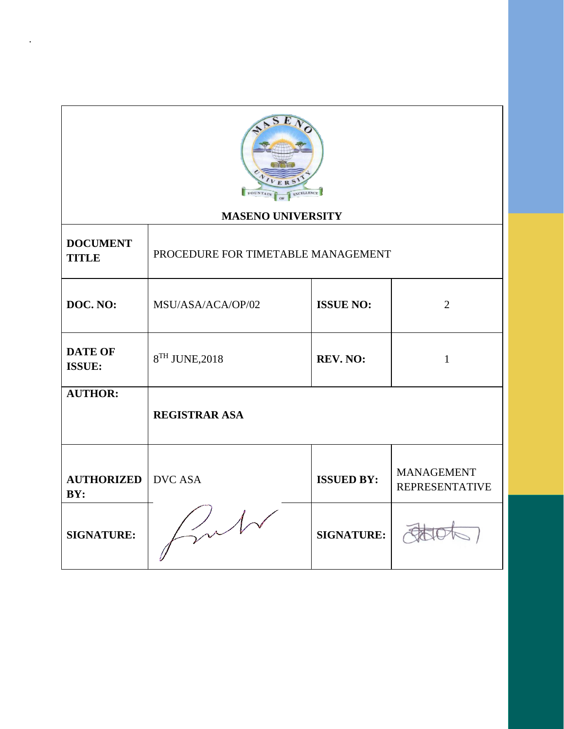## MASENO UNIVERSITY

| | | | |
|---|---|---|---|
| **DOCUMENT TITLE** | PROCEDURE FOR TIMETABLE MANAGEMENT | | |
| **DOC. NO:** | MSU/ASA/ACA/OP/02 | **ISSUE NO:** | 2 |
| **DATE OF ISSUE:** | 8TH JUNE,2018 | **REV. NO:** | 1 |
| **AUTHOR:** | **REGISTRAR ASA** | | |
| **AUTHORIZED BY:** | DVC ASA | **ISSUED BY:** | MANAGEMENT REPRESENTATIVE |
| **SIGNATURE:** | | **SIGNATURE:** | |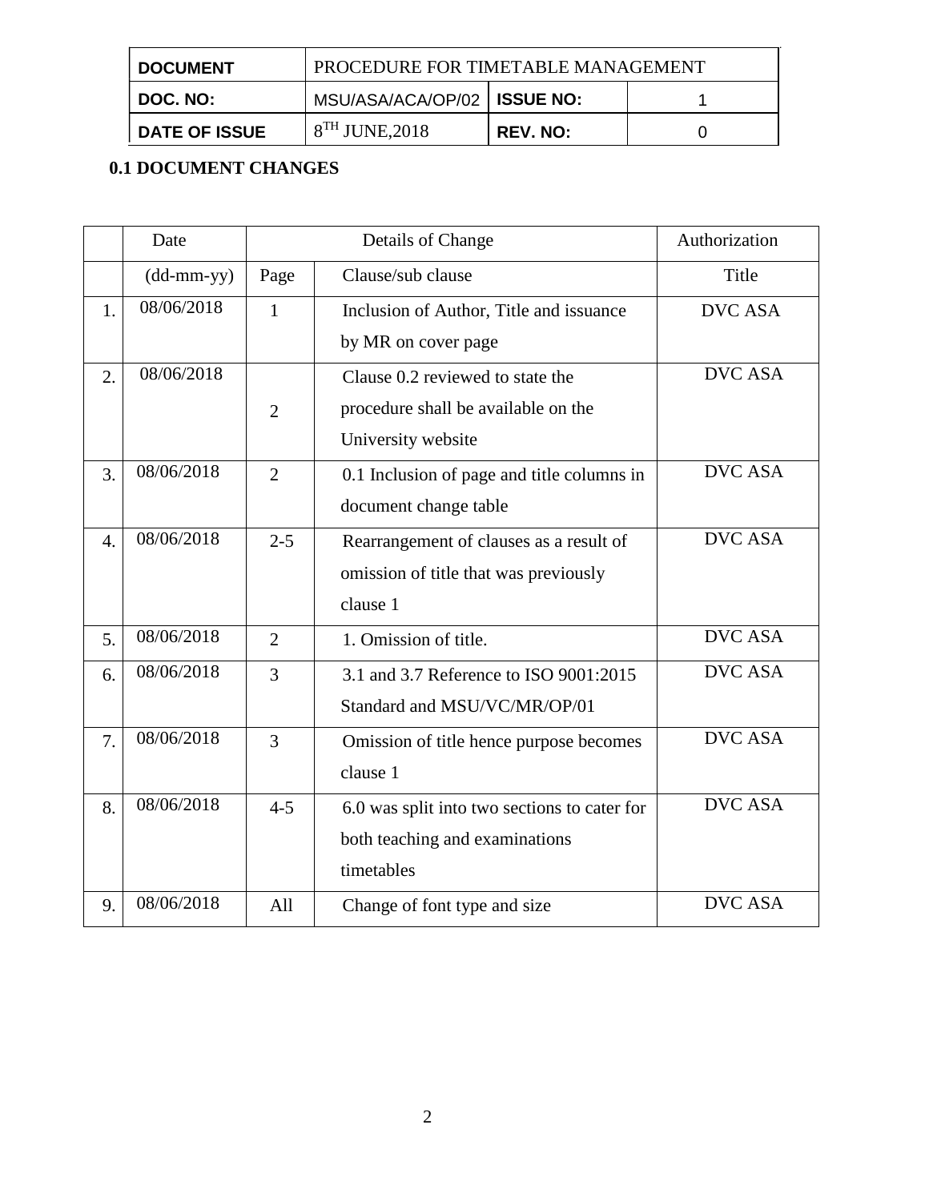| DOCUMENT | PROCEDURE FOR TIMETABLE MANAGEMENT | | |
|---|---|---|---|
| DOC. NO: | MSU/ASA/ACA/OP/02 | ISSUE NO: | 1 |
| DATE OF ISSUE | 8TH JUNE,2018 | REV. NO: | 0 |

**0.1 DOCUMENT CHANGES**

| | Date | Details of Change | | Authorization |
|---|---|---|---|---|
| | (dd-mm-yy) | Page | Clause/sub clause | Title |
| 1. | 08/06/2018 | 1 | Inclusion of Author, Title and issuance by MR on cover page | DVC ASA |
| 2. | 08/06/2018 | 2 | Clause 0.2 reviewed to state the procedure shall be available on the University website | DVC ASA |
| 3. | 08/06/2018 | 2 | 0.1 Inclusion of page and title columns in document change table | DVC ASA |
| 4. | 08/06/2018 | 2-5 | Rearrangement of clauses as a result of omission of title that was previously clause 1 | DVC ASA |
| 5. | 08/06/2018 | 2 | 1. Omission of title. | DVC ASA |
| 6. | 08/06/2018 | 3 | 3.1 and 3.7 Reference to ISO 9001:2015 Standard and MSU/VC/MR/OP/01 | DVC ASA |
| 7. | 08/06/2018 | 3 | Omission of title hence purpose becomes clause 1 | DVC ASA |
| 8. | 08/06/2018 | 4-5 | 6.0 was split into two sections to cater for both teaching and examinations timetables | DVC ASA |
| 9. | 08/06/2018 | All | Change of font type and size | DVC ASA |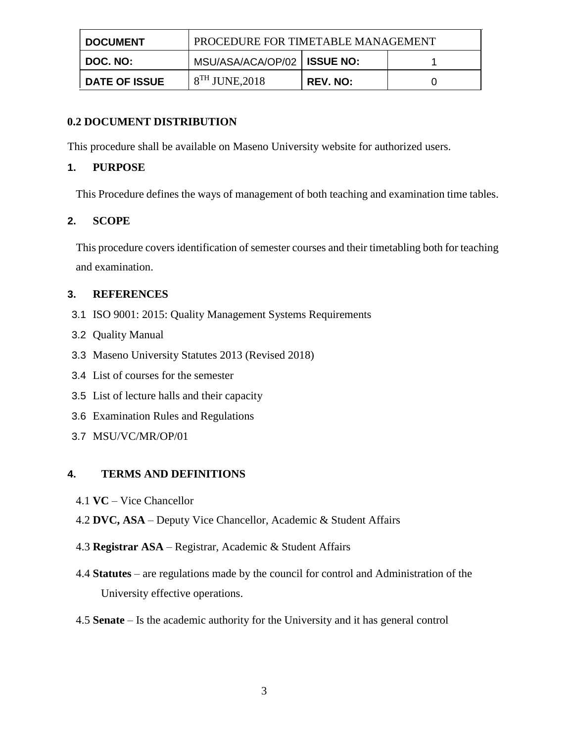| DOCUMENT | PROCEDURE FOR TIMETABLE MANAGEMENT | | |
|---|---|---|---|
| DOC. NO: | MSU/ASA/ACA/OP/02 | ISSUE NO: | 1 |
| DATE OF ISSUE | 8[TH] JUNE,2018 | REV. NO: | 0 |

## 0.2 DOCUMENT DISTRIBUTION

This procedure shall be available on Maseno University website for authorized users.

## 1. PURPOSE

This Procedure defines the ways of management of both teaching and examination time tables.

## 2. SCOPE

This procedure covers identification of semester courses and their timetabling both for teaching and examination.

## 3. REFERENCES

3.1 ISO 9001: 2015: Quality Management Systems Requirements

3.2 Quality Manual

3.3 Maseno University Statutes 2013 (Revised 2018)

3.4 List of courses for the semester

3.5 List of lecture halls and their capacity

3.6 Examination Rules and Regulations

3.7 MSU/VC/MR/OP/01

## 4. TERMS AND DEFINITIONS

4.1 **VC** – Vice Chancellor

4.2 **DVC, ASA** – Deputy Vice Chancellor, Academic & Student Affairs

4.3 **Registrar ASA** – Registrar, Academic & Student Affairs

4.4 **Statutes** – are regulations made by the council for control and Administration of the University effective operations.

4.5 **Senate** – Is the academic authority for the University and it has general control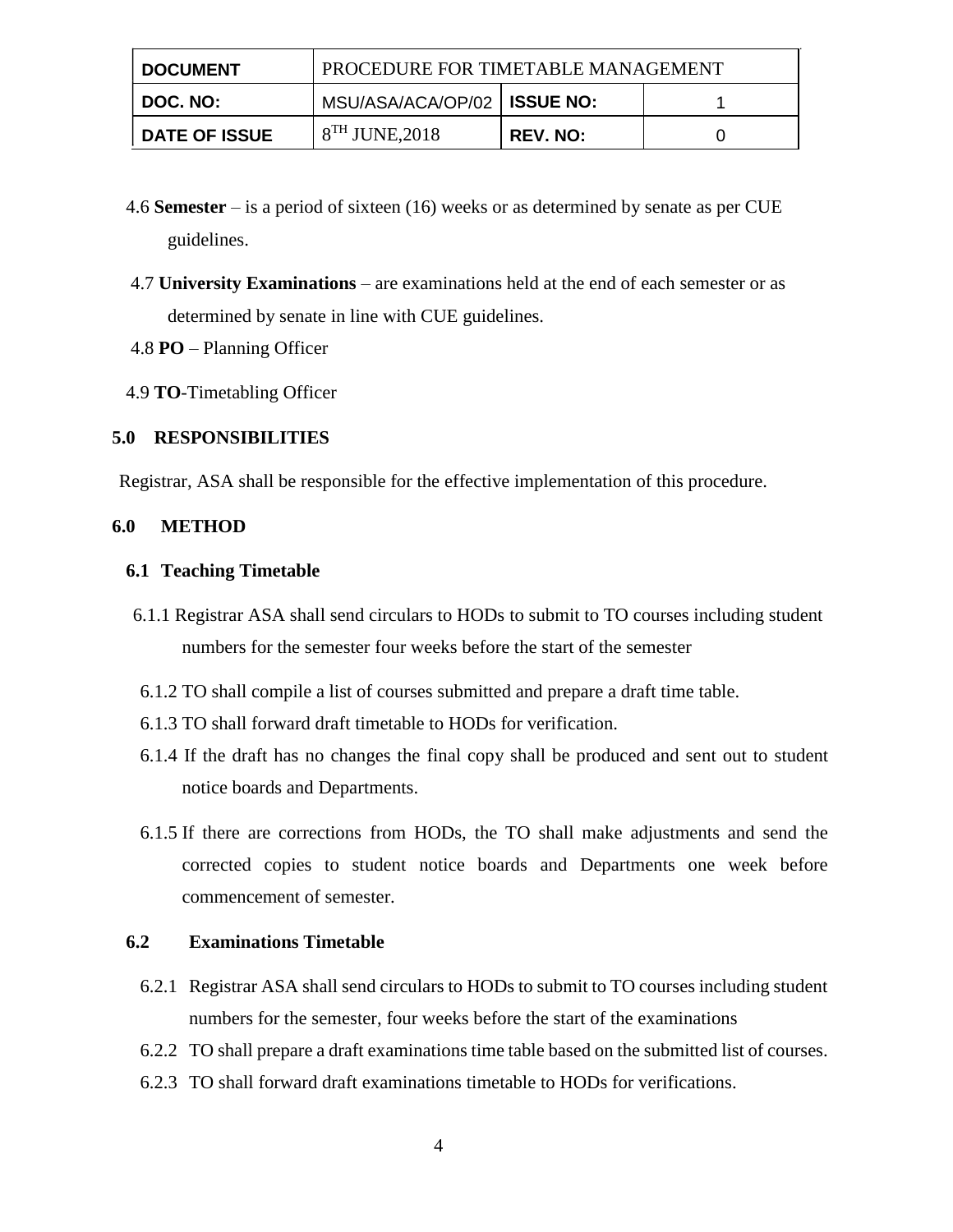| DOCUMENT | PROCEDURE FOR TIMETABLE MANAGEMENT | | |
|---|---|---|---|
| DOC. NO: | MSU/ASA/ACA/OP/02 | ISSUE NO: | 1 |
| DATE OF ISSUE | 8TH JUNE,2018 | REV. NO: | 0 |

4.6 **Semester** – is a period of sixteen (16) weeks or as determined by senate as per CUE guidelines.

4.7 **University Examinations** – are examinations held at the end of each semester or as determined by senate in line with CUE guidelines.

4.8 **PO** – Planning Officer

4.9 **TO**-Timetabling Officer

## 5.0 RESPONSIBILITIES

Registrar, ASA shall be responsible for the effective implementation of this procedure.

## 6.0 METHOD

### 6.1 Teaching Timetable

6.1.1 Registrar ASA shall send circulars to HODs to submit to TO courses including student numbers for the semester four weeks before the start of the semester

6.1.2 TO shall compile a list of courses submitted and prepare a draft time table.

6.1.3 TO shall forward draft timetable to HODs for verification.

6.1.4 If the draft has no changes the final copy shall be produced and sent out to student notice boards and Departments.

6.1.5 If there are corrections from HODs, the TO shall make adjustments and send the corrected copies to student notice boards and Departments one week before commencement of semester.

### 6.2 Examinations Timetable

6.2.1 Registrar ASA shall send circulars to HODs to submit to TO courses including student numbers for the semester, four weeks before the start of the examinations

6.2.2 TO shall prepare a draft examinations time table based on the submitted list of courses.

6.2.3 TO shall forward draft examinations timetable to HODs for verifications.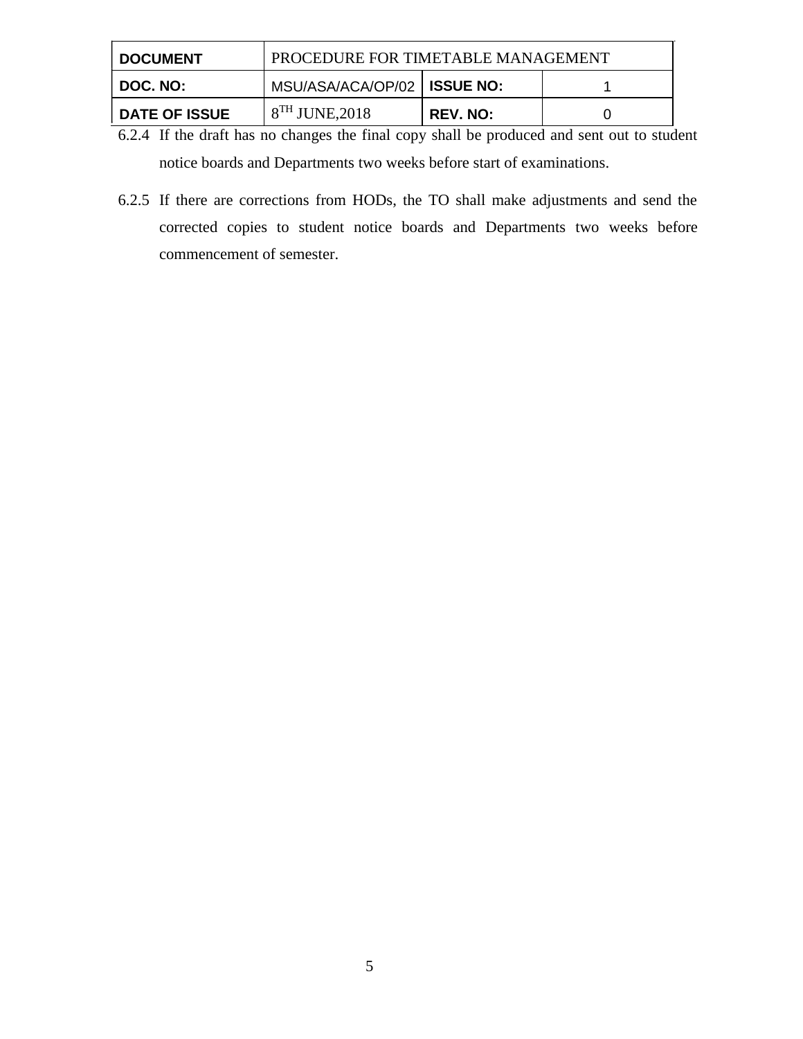6.2.4 If the draft has no changes the final copy shall be produced and sent out to student notice boards and Departments two weeks before start of examinations.

6.2.5 If there are corrections from HODs, the TO shall make adjustments and send the corrected copies to student notice boards and Departments two weeks before commencement of semester.